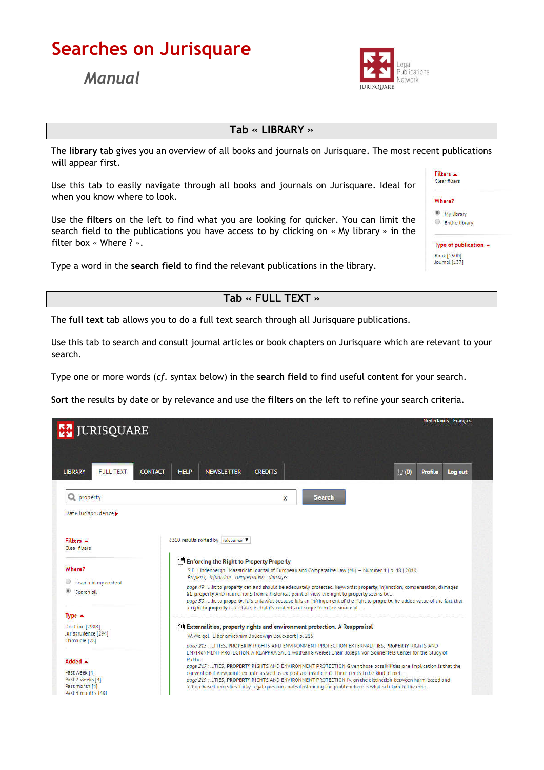# Searches on Jurisquare

*Manual*

## Tab « LIBRARY »

The **library** tab gives you an overview of all books and journals on Jurisquare. The most recent publications will appear first.

Use this tab to easily navigate through all books and journals on Jurisquare. Ideal for when you know where to look.

Use the **filters** on the left to find what you are looking for quicker. You can limit the search field to the publications you have access to by clicking on « My library » in the filter box « Where ? ».

Type a word in the **search field** to find the relevant publications in the library.

## Tab « FULL TEXT »

The **full text** tab allows you to do a full text search through all Jurisquare publications.

Use this tab to search and consult journal articles or book chapters on Jurisquare which are relevant to your search.

Type one or more words (*cf.* syntax below) in the **search field** to find useful content for your search.

**Sort** the results by date or by relevance and use the **filters** on the left to refine your search criteria.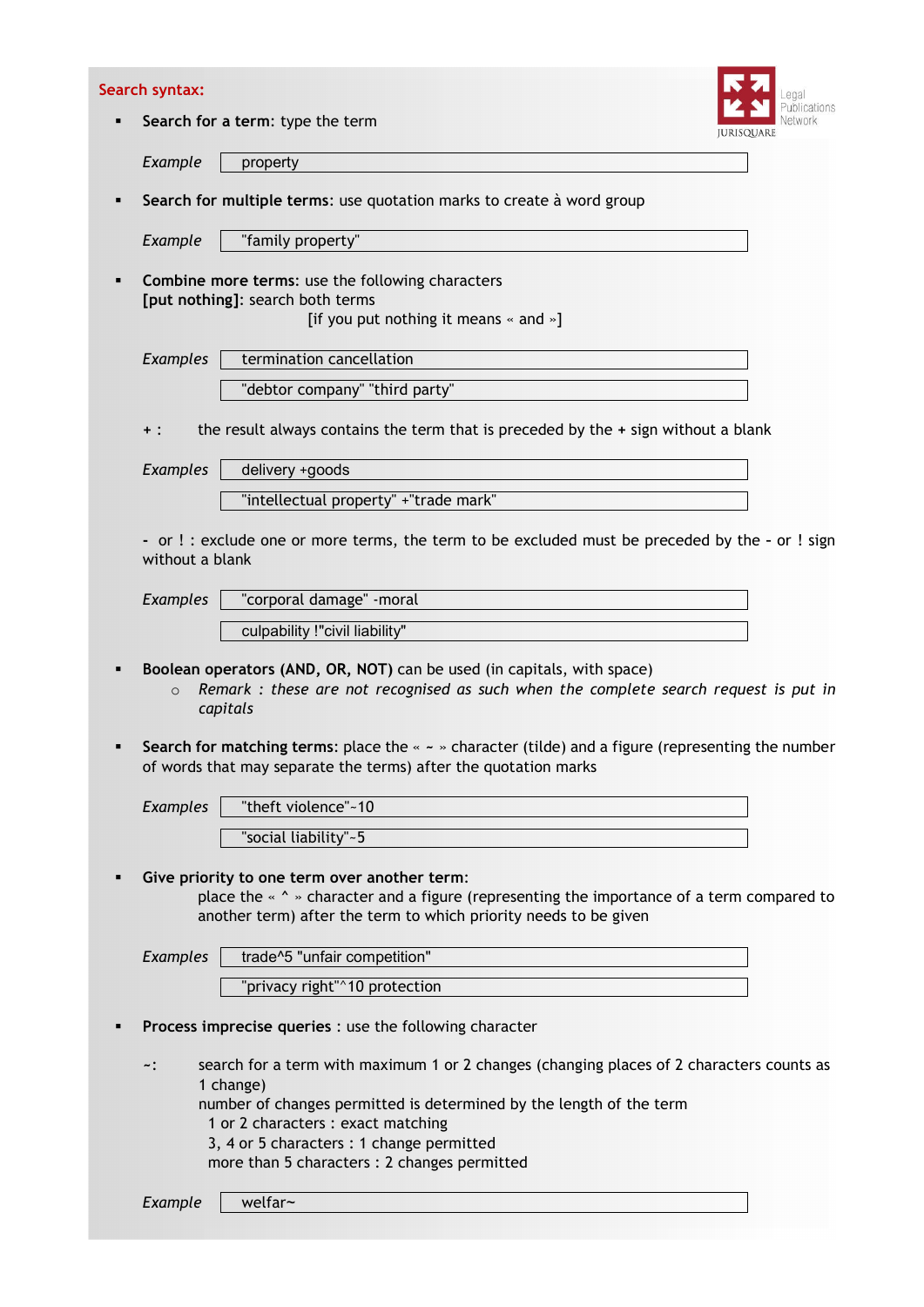## Search syntax:

- **Search for a term**: type the term

  *Example* `property`

- **Search for multiple terms**: use quotation marks to create à word group

  *Example* `"family property"`

- **Combine more terms**: use the following characters
  **[put nothing]**: search both terms
  [if you put nothing it means « and »]

  *Examples* `termination cancellation`

  `"debtor company" "third party"`

  **+** : the result always contains the term that is preceded by the **+** sign without a blank

  *Examples* `delivery +goods`

  `"intellectual property" +"trade mark"`

  **-** or **!** : exclude one or more terms, the term to be excluded must be preceded by the **-** or **!** sign without a blank

  *Examples* `"corporal damage" -moral`

  `culpability !"civil liability"`

- **Boolean operators (AND, OR, NOT)** can be used (in capitals, with space)
  - *Remark : these are not recognised as such when the complete search request is put in capitals*

- **Search for matching terms**: place the « **~** » character (tilde) and a figure (representing the number of words that may separate the terms) after the quotation marks

  *Examples* `"theft violence"~10`

  `"social liability"~5`

- **Give priority to one term over another term**:
  place the « **^** » character and a figure (representing the importance of a term compared to another term) after the term to which priority needs to be given

  *Examples* `trade^5 "unfair competition"`

  `"privacy right"^10 protection`

- **Process imprecise queries** : use the following character

  **~**: search for a term with maximum 1 or 2 changes (changing places of 2 characters counts as 1 change)
  number of changes permitted is determined by the length of the term
  1 or 2 characters : exact matching
  3, 4 or 5 characters : 1 change permitted
  more than 5 characters : 2 changes permitted

  *Example* `welfar~`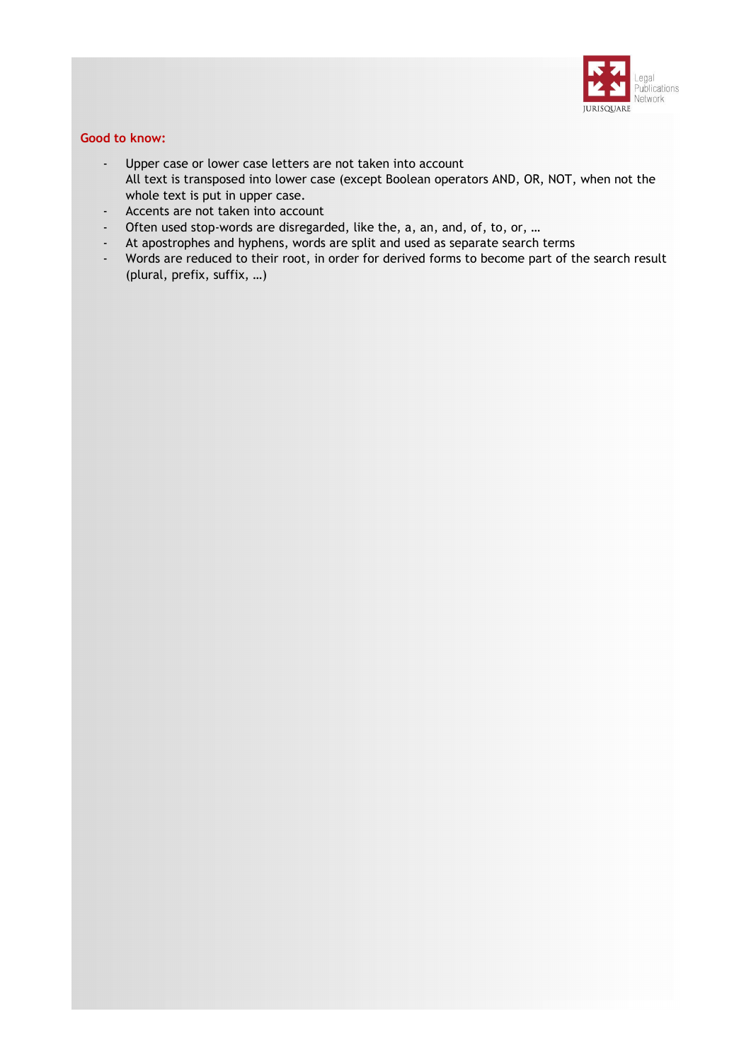**Good to know:**

- Upper case or lower case letters are not taken into account
  All text is transposed into lower case (except Boolean operators AND, OR, NOT, when not the whole text is put in upper case.
- Accents are not taken into account
- Often used stop-words are disregarded, like the, a, an, and, of, to, or, …
- At apostrophes and hyphens, words are split and used as separate search terms
- Words are reduced to their root, in order for derived forms to become part of the search result (plural, prefix, suffix, …)